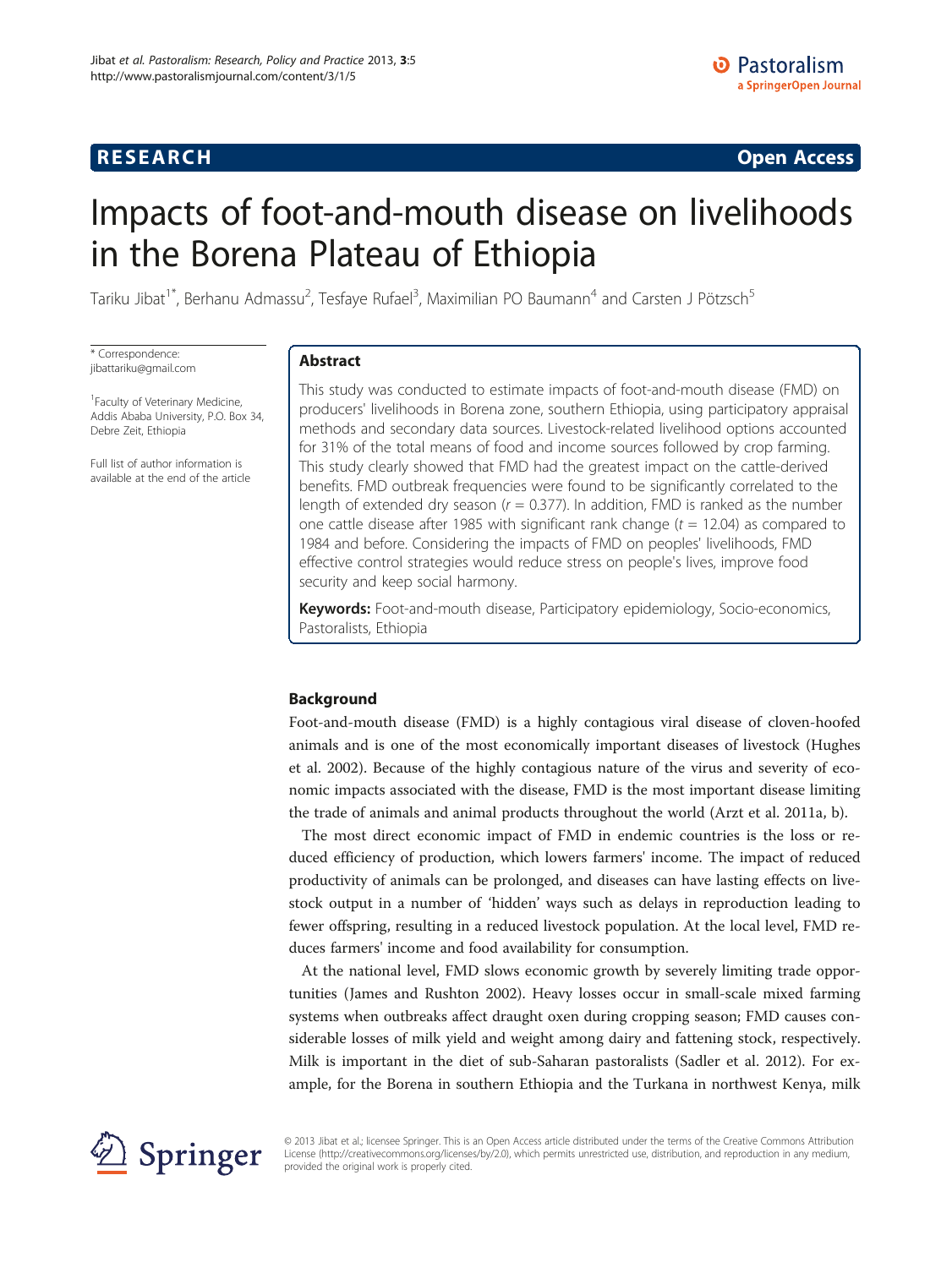**RESEARCH** **Open Access**

# Impacts of foot-and-mouth disease on livelihoods in the Borena Plateau of Ethiopia

Tariku Jibat[1*], Berhanu Admassu[2], Tesfaye Rufael[3], Maximilian PO Baumann[4] and Carsten J Pötzsch[5]

* Correspondence: jibattariku@gmail.com

[1]Faculty of Veterinary Medicine, Addis Ababa University, P.O. Box 34, Debre Zeit, Ethiopia

Full list of author information is available at the end of the article

## Abstract

This study was conducted to estimate impacts of foot-and-mouth disease (FMD) on producers' livelihoods in Borena zone, southern Ethiopia, using participatory appraisal methods and secondary data sources. Livestock-related livelihood options accounted for 31% of the total means of food and income sources followed by crop farming. This study clearly showed that FMD had the greatest impact on the cattle-derived benefits. FMD outbreak frequencies were found to be significantly correlated to the length of extended dry season ($r = 0.377$). In addition, FMD is ranked as the number one cattle disease after 1985 with significant rank change ($t = 12.04$) as compared to 1984 and before. Considering the impacts of FMD on peoples' livelihoods, FMD effective control strategies would reduce stress on people's lives, improve food security and keep social harmony.

**Keywords:** Foot-and-mouth disease, Participatory epidemiology, Socio-economics, Pastoralists, Ethiopia

## Background

Foot-and-mouth disease (FMD) is a highly contagious viral disease of cloven-hoofed animals and is one of the most economically important diseases of livestock (Hughes et al. 2002). Because of the highly contagious nature of the virus and severity of economic impacts associated with the disease, FMD is the most important disease limiting the trade of animals and animal products throughout the world (Arzt et al. 2011a, b).

The most direct economic impact of FMD in endemic countries is the loss or reduced efficiency of production, which lowers farmers' income. The impact of reduced productivity of animals can be prolonged, and diseases can have lasting effects on livestock output in a number of 'hidden' ways such as delays in reproduction leading to fewer offspring, resulting in a reduced livestock population. At the local level, FMD reduces farmers' income and food availability for consumption.

At the national level, FMD slows economic growth by severely limiting trade opportunities (James and Rushton 2002). Heavy losses occur in small-scale mixed farming systems when outbreaks affect draught oxen during cropping season; FMD causes considerable losses of milk yield and weight among dairy and fattening stock, respectively. Milk is important in the diet of sub-Saharan pastoralists (Sadler et al. 2012). For example, for the Borena in southern Ethiopia and the Turkana in northwest Kenya, milk

© 2013 Jibat et al.; licensee Springer. This is an Open Access article distributed under the terms of the Creative Commons Attribution License (http://creativecommons.org/licenses/by/2.0), which permits unrestricted use, distribution, and reproduction in any medium, provided the original work is properly cited.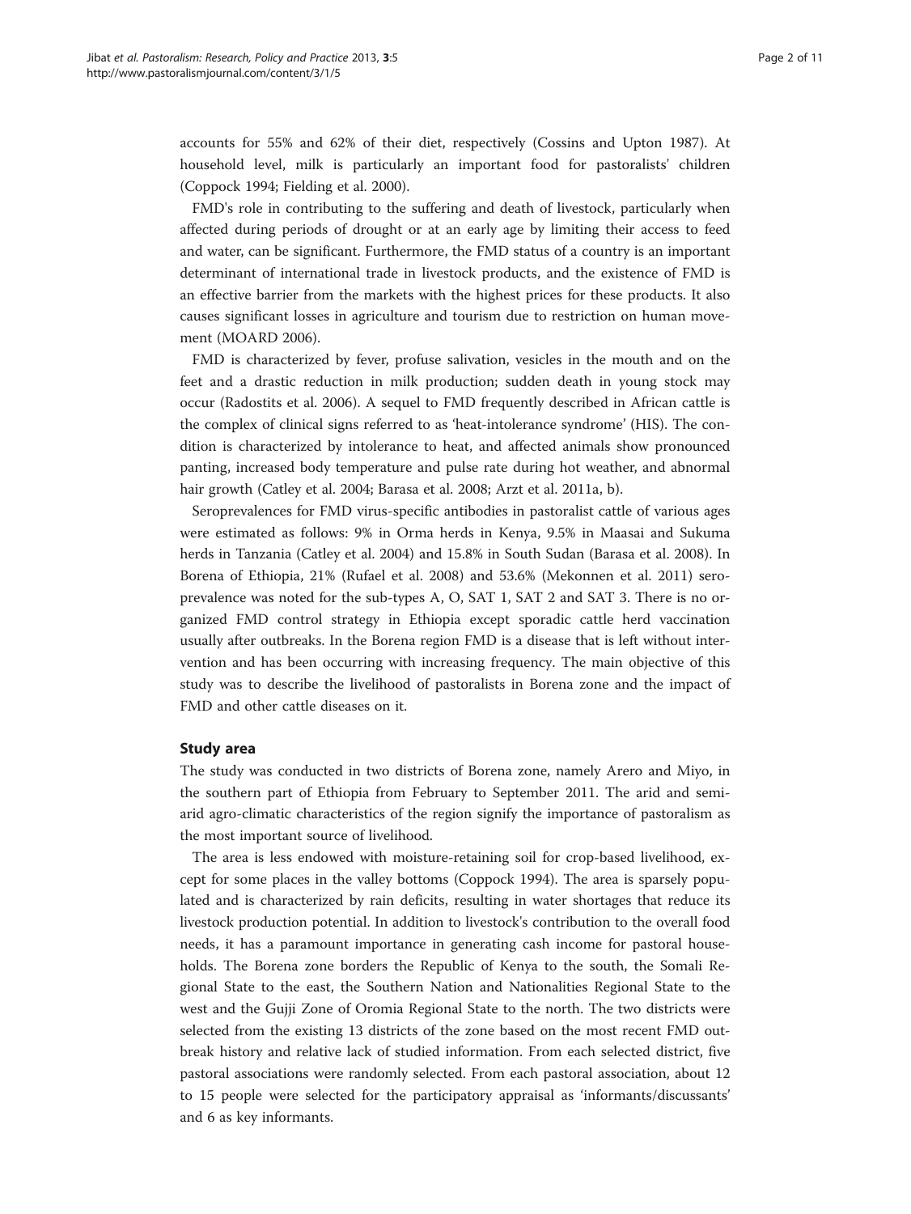accounts for 55% and 62% of their diet, respectively (Cossins and Upton 1987). At household level, milk is particularly an important food for pastoralists' children (Coppock 1994; Fielding et al. 2000).

FMD's role in contributing to the suffering and death of livestock, particularly when affected during periods of drought or at an early age by limiting their access to feed and water, can be significant. Furthermore, the FMD status of a country is an important determinant of international trade in livestock products, and the existence of FMD is an effective barrier from the markets with the highest prices for these products. It also causes significant losses in agriculture and tourism due to restriction on human movement (MOARD 2006).

FMD is characterized by fever, profuse salivation, vesicles in the mouth and on the feet and a drastic reduction in milk production; sudden death in young stock may occur (Radostits et al. 2006). A sequel to FMD frequently described in African cattle is the complex of clinical signs referred to as 'heat-intolerance syndrome' (HIS). The condition is characterized by intolerance to heat, and affected animals show pronounced panting, increased body temperature and pulse rate during hot weather, and abnormal hair growth (Catley et al. 2004; Barasa et al. 2008; Arzt et al. 2011a, b).

Seroprevalences for FMD virus-specific antibodies in pastoralist cattle of various ages were estimated as follows: 9% in Orma herds in Kenya, 9.5% in Maasai and Sukuma herds in Tanzania (Catley et al. 2004) and 15.8% in South Sudan (Barasa et al. 2008). In Borena of Ethiopia, 21% (Rufael et al. 2008) and 53.6% (Mekonnen et al. 2011) seroprevalence was noted for the sub-types A, O, SAT 1, SAT 2 and SAT 3. There is no organized FMD control strategy in Ethiopia except sporadic cattle herd vaccination usually after outbreaks. In the Borena region FMD is a disease that is left without intervention and has been occurring with increasing frequency. The main objective of this study was to describe the livelihood of pastoralists in Borena zone and the impact of FMD and other cattle diseases on it.

## Study area

The study was conducted in two districts of Borena zone, namely Arero and Miyo, in the southern part of Ethiopia from February to September 2011. The arid and semi-arid agro-climatic characteristics of the region signify the importance of pastoralism as the most important source of livelihood.

The area is less endowed with moisture-retaining soil for crop-based livelihood, except for some places in the valley bottoms (Coppock 1994). The area is sparsely populated and is characterized by rain deficits, resulting in water shortages that reduce its livestock production potential. In addition to livestock's contribution to the overall food needs, it has a paramount importance in generating cash income for pastoral households. The Borena zone borders the Republic of Kenya to the south, the Somali Regional State to the east, the Southern Nation and Nationalities Regional State to the west and the Gujji Zone of Oromia Regional State to the north. The two districts were selected from the existing 13 districts of the zone based on the most recent FMD outbreak history and relative lack of studied information. From each selected district, five pastoral associations were randomly selected. From each pastoral association, about 12 to 15 people were selected for the participatory appraisal as 'informants/discussants' and 6 as key informants.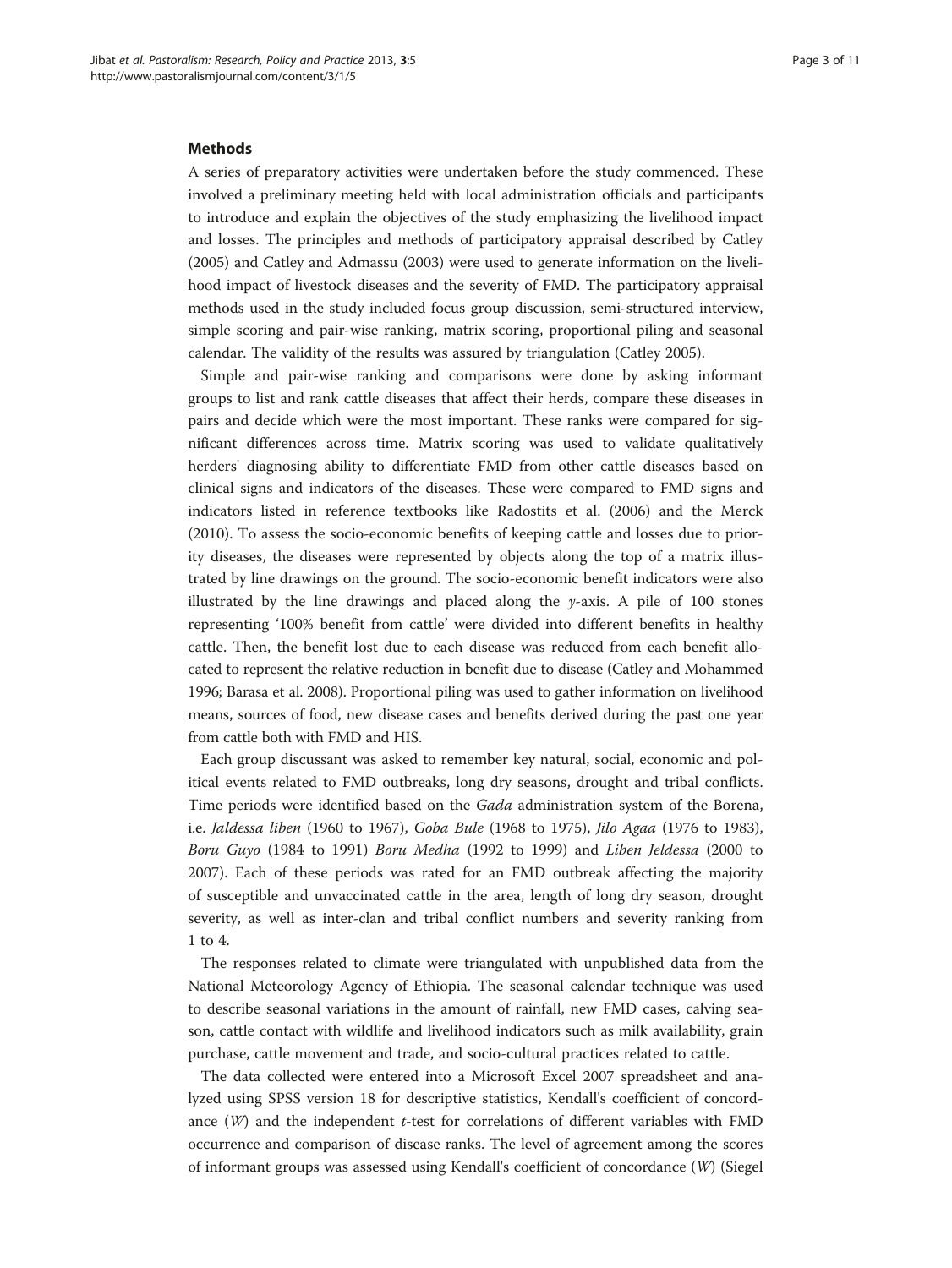## Methods

A series of preparatory activities were undertaken before the study commenced. These involved a preliminary meeting held with local administration officials and participants to introduce and explain the objectives of the study emphasizing the livelihood impact and losses. The principles and methods of participatory appraisal described by Catley (2005) and Catley and Admassu (2003) were used to generate information on the livelihood impact of livestock diseases and the severity of FMD. The participatory appraisal methods used in the study included focus group discussion, semi-structured interview, simple scoring and pair-wise ranking, matrix scoring, proportional piling and seasonal calendar. The validity of the results was assured by triangulation (Catley 2005).

Simple and pair-wise ranking and comparisons were done by asking informant groups to list and rank cattle diseases that affect their herds, compare these diseases in pairs and decide which were the most important. These ranks were compared for significant differences across time. Matrix scoring was used to validate qualitatively herders' diagnosing ability to differentiate FMD from other cattle diseases based on clinical signs and indicators of the diseases. These were compared to FMD signs and indicators listed in reference textbooks like Radostits et al. (2006) and the Merck (2010). To assess the socio-economic benefits of keeping cattle and losses due to priority diseases, the diseases were represented by objects along the top of a matrix illustrated by line drawings on the ground. The socio-economic benefit indicators were also illustrated by the line drawings and placed along the $y$-axis. A pile of 100 stones representing '100% benefit from cattle' were divided into different benefits in healthy cattle. Then, the benefit lost due to each disease was reduced from each benefit allocated to represent the relative reduction in benefit due to disease (Catley and Mohammed 1996; Barasa et al. 2008). Proportional piling was used to gather information on livelihood means, sources of food, new disease cases and benefits derived during the past one year from cattle both with FMD and HIS.

Each group discussant was asked to remember key natural, social, economic and political events related to FMD outbreaks, long dry seasons, drought and tribal conflicts. Time periods were identified based on the *Gada* administration system of the Borena, i.e. *Jaldessa liben* (1960 to 1967), *Goba Bule* (1968 to 1975), *Jilo Agaa* (1976 to 1983), *Boru Guyo* (1984 to 1991) *Boru Medha* (1992 to 1999) and *Liben Jeldessa* (2000 to 2007). Each of these periods was rated for an FMD outbreak affecting the majority of susceptible and unvaccinated cattle in the area, length of long dry season, drought severity, as well as inter-clan and tribal conflict numbers and severity ranking from 1 to 4.

The responses related to climate were triangulated with unpublished data from the National Meteorology Agency of Ethiopia. The seasonal calendar technique was used to describe seasonal variations in the amount of rainfall, new FMD cases, calving season, cattle contact with wildlife and livelihood indicators such as milk availability, grain purchase, cattle movement and trade, and socio-cultural practices related to cattle.

The data collected were entered into a Microsoft Excel 2007 spreadsheet and analyzed using SPSS version 18 for descriptive statistics, Kendall's coefficient of concordance ($W$) and the independent $t$-test for correlations of different variables with FMD occurrence and comparison of disease ranks. The level of agreement among the scores of informant groups was assessed using Kendall's coefficient of concordance ($W$) (Siegel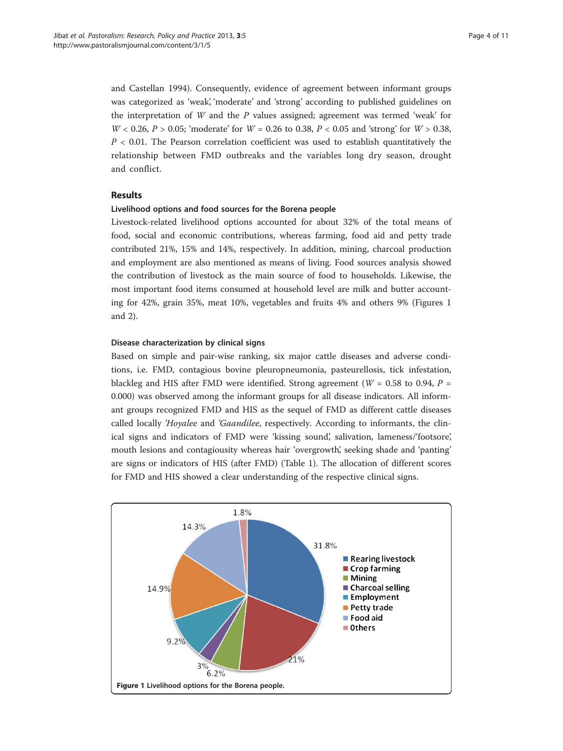and Castellan 1994). Consequently, evidence of agreement between informant groups was categorized as 'weak', 'moderate' and 'strong' according to published guidelines on the interpretation of $W$ and the $P$ values assigned; agreement was termed 'weak' for $W < 0.26$, $P > 0.05$; 'moderate' for $W = 0.26$ to $0.38$, $P < 0.05$ and 'strong' for $W > 0.38$, $P < 0.01$. The Pearson correlation coefficient was used to establish quantitatively the relationship between FMD outbreaks and the variables long dry season, drought and conflict.

## Results

### Livelihood options and food sources for the Borena people

Livestock-related livelihood options accounted for about 32% of the total means of food, social and economic contributions, whereas farming, food aid and petty trade contributed 21%, 15% and 14%, respectively. In addition, mining, charcoal production and employment are also mentioned as means of living. Food sources analysis showed the contribution of livestock as the main source of food to households. Likewise, the most important food items consumed at household level are milk and butter accounting for 42%, grain 35%, meat 10%, vegetables and fruits 4% and others 9% (Figures 1 and 2).

### Disease characterization by clinical signs

Based on simple and pair-wise ranking, six major cattle diseases and adverse conditions, i.e. FMD, contagious bovine pleuropneumonia, pasteurellosis, tick infestation, blackleg and HIS after FMD were identified. Strong agreement ($W = 0.58$ to $0.94$, $P = 0.000$) was observed among the informant groups for all disease indicators. All informant groups recognized FMD and HIS as the sequel of FMD as different cattle diseases called locally *'Hoyalee* and *'Gaandilee*, respectively. According to informants, the clinical signs and indicators of FMD were 'kissing sound', salivation, lameness/'footsore', mouth lesions and contagiousity whereas hair 'overgrowth', seeking shade and 'panting' are signs or indicators of HIS (after FMD) (Table 1). The allocation of different scores for FMD and HIS showed a clear understanding of the respective clinical signs.

**Figure 1** Livelihood options for the Borena people.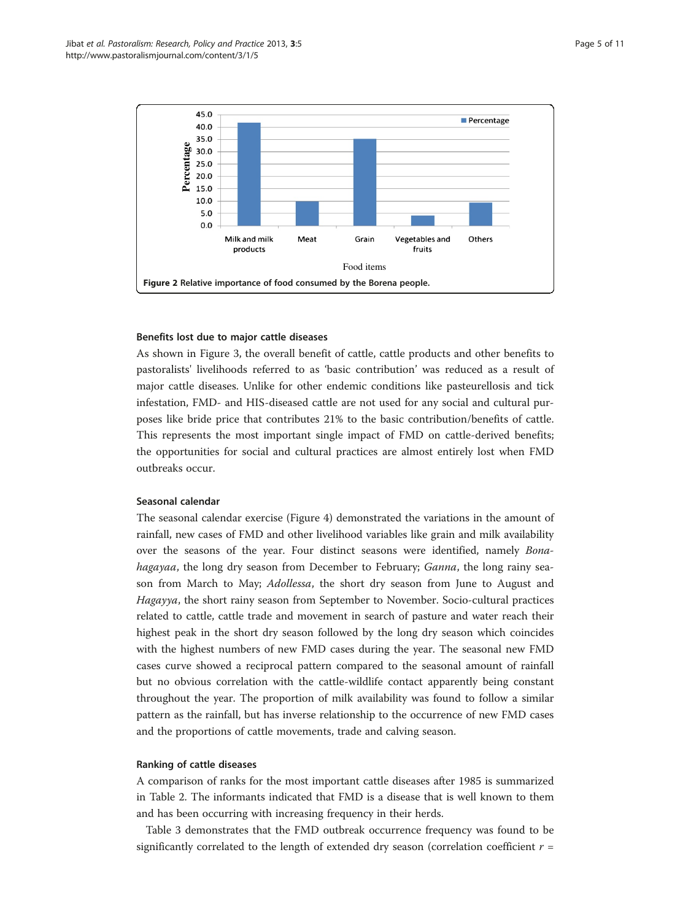Figure 2 Relative importance of food consumed by the Borena people.

### Benefits lost due to major cattle diseases

As shown in Figure 3, the overall benefit of cattle, cattle products and other benefits to pastoralists' livelihoods referred to as 'basic contribution' was reduced as a result of major cattle diseases. Unlike for other endemic conditions like pasteurellosis and tick infestation, FMD- and HIS-diseased cattle are not used for any social and cultural purposes like bride price that contributes 21% to the basic contribution/benefits of cattle. This represents the most important single impact of FMD on cattle-derived benefits; the opportunities for social and cultural practices are almost entirely lost when FMD outbreaks occur.

### Seasonal calendar

The seasonal calendar exercise (Figure 4) demonstrated the variations in the amount of rainfall, new cases of FMD and other livelihood variables like grain and milk availability over the seasons of the year. Four distinct seasons were identified, namely *Bona-hagayaa*, the long dry season from December to February; *Ganna*, the long rainy season from March to May; *Adollessa*, the short dry season from June to August and *Hagayya*, the short rainy season from September to November. Socio-cultural practices related to cattle, cattle trade and movement in search of pasture and water reach their highest peak in the short dry season followed by the long dry season which coincides with the highest numbers of new FMD cases during the year. The seasonal new FMD cases curve showed a reciprocal pattern compared to the seasonal amount of rainfall but no obvious correlation with the cattle-wildlife contact apparently being constant throughout the year. The proportion of milk availability was found to follow a similar pattern as the rainfall, but has inverse relationship to the occurrence of new FMD cases and the proportions of cattle movements, trade and calving season.

### Ranking of cattle diseases

A comparison of ranks for the most important cattle diseases after 1985 is summarized in Table 2. The informants indicated that FMD is a disease that is well known to them and has been occurring with increasing frequency in their herds.

Table 3 demonstrates that the FMD outbreak occurrence frequency was found to be significantly correlated to the length of extended dry season (correlation coefficient $r$ =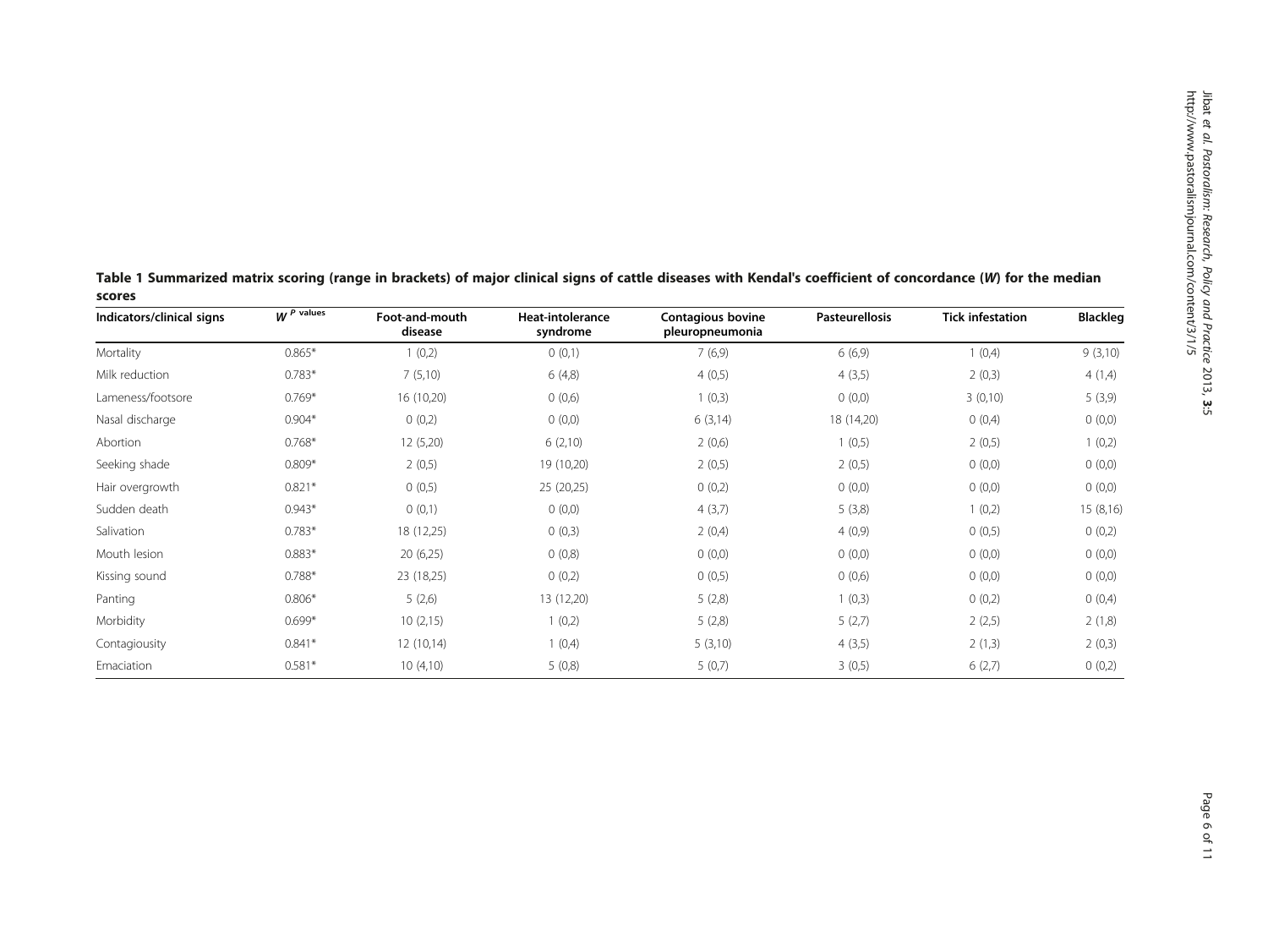**Table 1 Summarized matrix scoring (range in brackets) of major clinical signs of cattle diseases with Kendal's coefficient of concordance (*W*) for the median scores**

| Indicators/clinical signs | $W$ $^{P\ \text{values}}$ | Foot-and-mouth disease | Heat-intolerance syndrome | Contagious bovine pleuropneumonia | Pasteurellosis | Tick infestation | Blackleg |
|---|---|---|---|---|---|---|---|
| Mortality | 0.865* | 1 (0,2) | 0 (0,1) | 7 (6,9) | 6 (6,9) | 1 (0,4) | 9 (3,10) |
| Milk reduction | 0.783* | 7 (5,10) | 6 (4,8) | 4 (0,5) | 4 (3,5) | 2 (0,3) | 4 (1,4) |
| Lameness/footsore | 0.769* | 16 (10,20) | 0 (0,6) | 1 (0,3) | 0 (0,0) | 3 (0,10) | 5 (3,9) |
| Nasal discharge | 0.904* | 0 (0,2) | 0 (0,0) | 6 (3,14) | 18 (14,20) | 0 (0,4) | 0 (0,0) |
| Abortion | 0.768* | 12 (5,20) | 6 (2,10) | 2 (0,6) | 1 (0,5) | 2 (0,5) | 1 (0,2) |
| Seeking shade | 0.809* | 2 (0,5) | 19 (10,20) | 2 (0,5) | 2 (0,5) | 0 (0,0) | 0 (0,0) |
| Hair overgrowth | 0.821* | 0 (0,5) | 25 (20,25) | 0 (0,2) | 0 (0,0) | 0 (0,0) | 0 (0,0) |
| Sudden death | 0.943* | 0 (0,1) | 0 (0,0) | 4 (3,7) | 5 (3,8) | 1 (0,2) | 15 (8,16) |
| Salivation | 0.783* | 18 (12,25) | 0 (0,3) | 2 (0,4) | 4 (0,9) | 0 (0,5) | 0 (0,2) |
| Mouth lesion | 0.883* | 20 (6,25) | 0 (0,8) | 0 (0,0) | 0 (0,0) | 0 (0,0) | 0 (0,0) |
| Kissing sound | 0.788* | 23 (18,25) | 0 (0,2) | 0 (0,5) | 0 (0,6) | 0 (0,0) | 0 (0,0) |
| Panting | 0.806* | 5 (2,6) | 13 (12,20) | 5 (2,8) | 1 (0,3) | 0 (0,2) | 0 (0,4) |
| Morbidity | 0.699* | 10 (2,15) | 1 (0,2) | 5 (2,8) | 5 (2,7) | 2 (2,5) | 2 (1,8) |
| Contagiousity | 0.841* | 12 (10,14) | 1 (0,4) | 5 (3,10) | 4 (3,5) | 2 (1,3) | 2 (0,3) |
| Emaciation | 0.581* | 10 (4,10) | 5 (0,8) | 5 (0,7) | 3 (0,5) | 6 (2,7) | 0 (0,2) |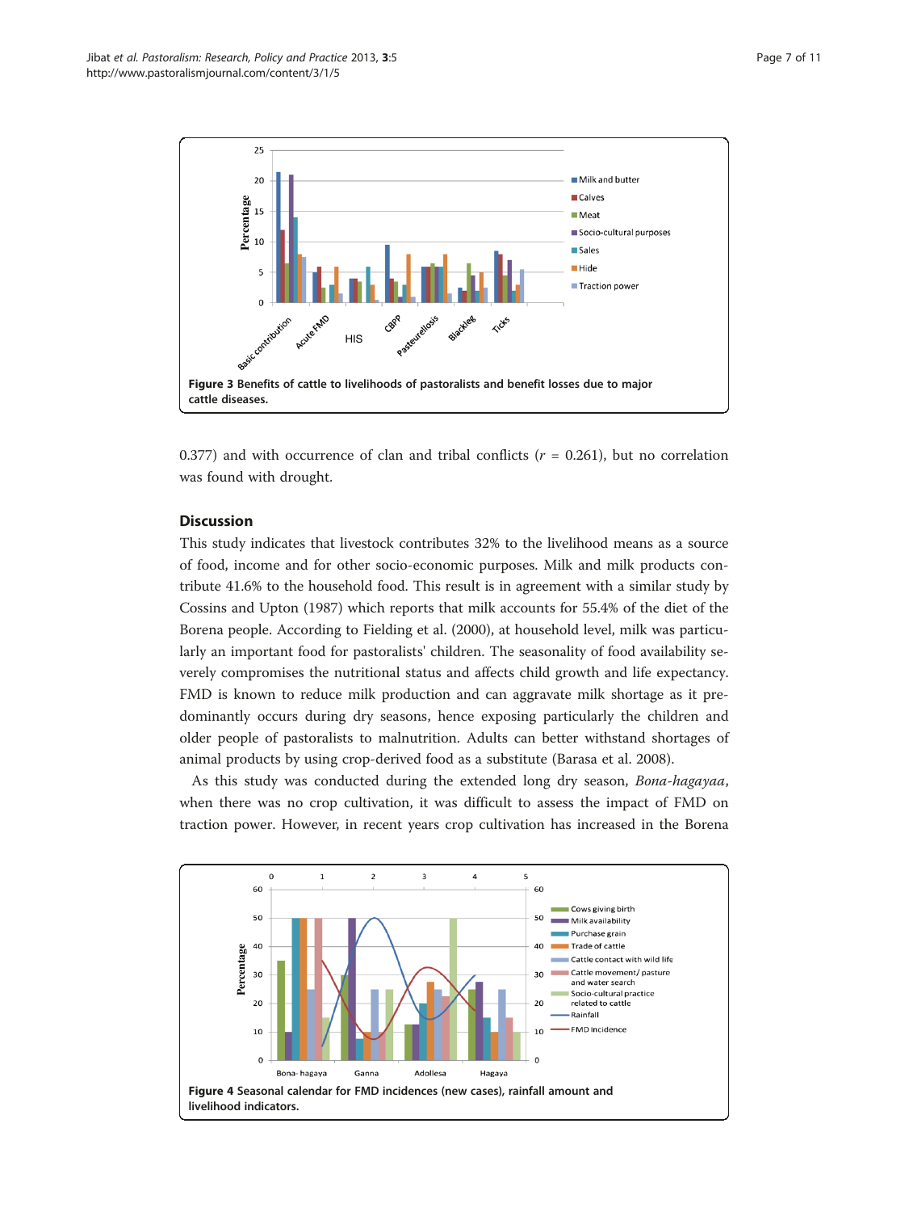Figure 3 Benefits of cattle to livelihoods of pastoralists and benefit losses due to major cattle diseases.

0.377) and with occurrence of clan and tribal conflicts ($r$ = 0.261), but no correlation was found with drought.

## Discussion

This study indicates that livestock contributes 32% to the livelihood means as a source of food, income and for other socio-economic purposes. Milk and milk products contribute 41.6% to the household food. This result is in agreement with a similar study by Cossins and Upton (1987) which reports that milk accounts for 55.4% of the diet of the Borena people. According to Fielding et al. (2000), at household level, milk was particularly an important food for pastoralists' children. The seasonality of food availability severely compromises the nutritional status and affects child growth and life expectancy. FMD is known to reduce milk production and can aggravate milk shortage as it predominantly occurs during dry seasons, hence exposing particularly the children and older people of pastoralists to malnutrition. Adults can better withstand shortages of animal products by using crop-derived food as a substitute (Barasa et al. 2008).

As this study was conducted during the extended long dry season, *Bona-hagayaa*, when there was no crop cultivation, it was difficult to assess the impact of FMD on traction power. However, in recent years crop cultivation has increased in the Borena

Figure 4 Seasonal calendar for FMD incidences (new cases), rainfall amount and livelihood indicators.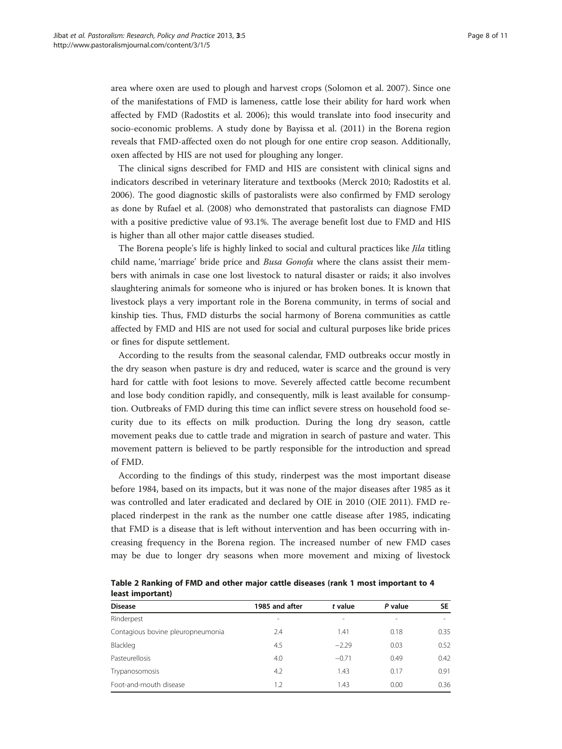area where oxen are used to plough and harvest crops (Solomon et al. 2007). Since one of the manifestations of FMD is lameness, cattle lose their ability for hard work when affected by FMD (Radostits et al. 2006); this would translate into food insecurity and socio-economic problems. A study done by Bayissa et al. (2011) in the Borena region reveals that FMD-affected oxen do not plough for one entire crop season. Additionally, oxen affected by HIS are not used for ploughing any longer.

The clinical signs described for FMD and HIS are consistent with clinical signs and indicators described in veterinary literature and textbooks (Merck 2010; Radostits et al. 2006). The good diagnostic skills of pastoralists were also confirmed by FMD serology as done by Rufael et al. (2008) who demonstrated that pastoralists can diagnose FMD with a positive predictive value of 93.1%. The average benefit lost due to FMD and HIS is higher than all other major cattle diseases studied.

The Borena people's life is highly linked to social and cultural practices like *Jila* titling child name, 'marriage' bride price and *Busa Gonofa* where the clans assist their members with animals in case one lost livestock to natural disaster or raids; it also involves slaughtering animals for someone who is injured or has broken bones. It is known that livestock plays a very important role in the Borena community, in terms of social and kinship ties. Thus, FMD disturbs the social harmony of Borena communities as cattle affected by FMD and HIS are not used for social and cultural purposes like bride prices or fines for dispute settlement.

According to the results from the seasonal calendar, FMD outbreaks occur mostly in the dry season when pasture is dry and reduced, water is scarce and the ground is very hard for cattle with foot lesions to move. Severely affected cattle become recumbent and lose body condition rapidly, and consequently, milk is least available for consumption. Outbreaks of FMD during this time can inflict severe stress on household food security due to its effects on milk production. During the long dry season, cattle movement peaks due to cattle trade and migration in search of pasture and water. This movement pattern is believed to be partly responsible for the introduction and spread of FMD.

According to the findings of this study, rinderpest was the most important disease before 1984, based on its impacts, but it was none of the major diseases after 1985 as it was controlled and later eradicated and declared by OIE in 2010 (OIE 2011). FMD replaced rinderpest in the rank as the number one cattle disease after 1985, indicating that FMD is a disease that is left without intervention and has been occurring with increasing frequency in the Borena region. The increased number of new FMD cases may be due to longer dry seasons when more movement and mixing of livestock

**Table 2 Ranking of FMD and other major cattle diseases (rank 1 most important to 4 least important)**

| Disease | 1985 and after | *t* value | *P* value | SE |
|---|---|---|---|---|
| Rinderpest | - | - | - | - |
| Contagious bovine pleuropneumonia | 2.4 | 1.41 | 0.18 | 0.35 |
| Blackleg | 4.5 | −2.29 | 0.03 | 0.52 |
| Pasteurellosis | 4.0 | −0.71 | 0.49 | 0.42 |
| Trypanosomosis | 4.2 | 1.43 | 0.17 | 0.91 |
| Foot-and-mouth disease | 1.2 | 1.43 | 0.00 | 0.36 |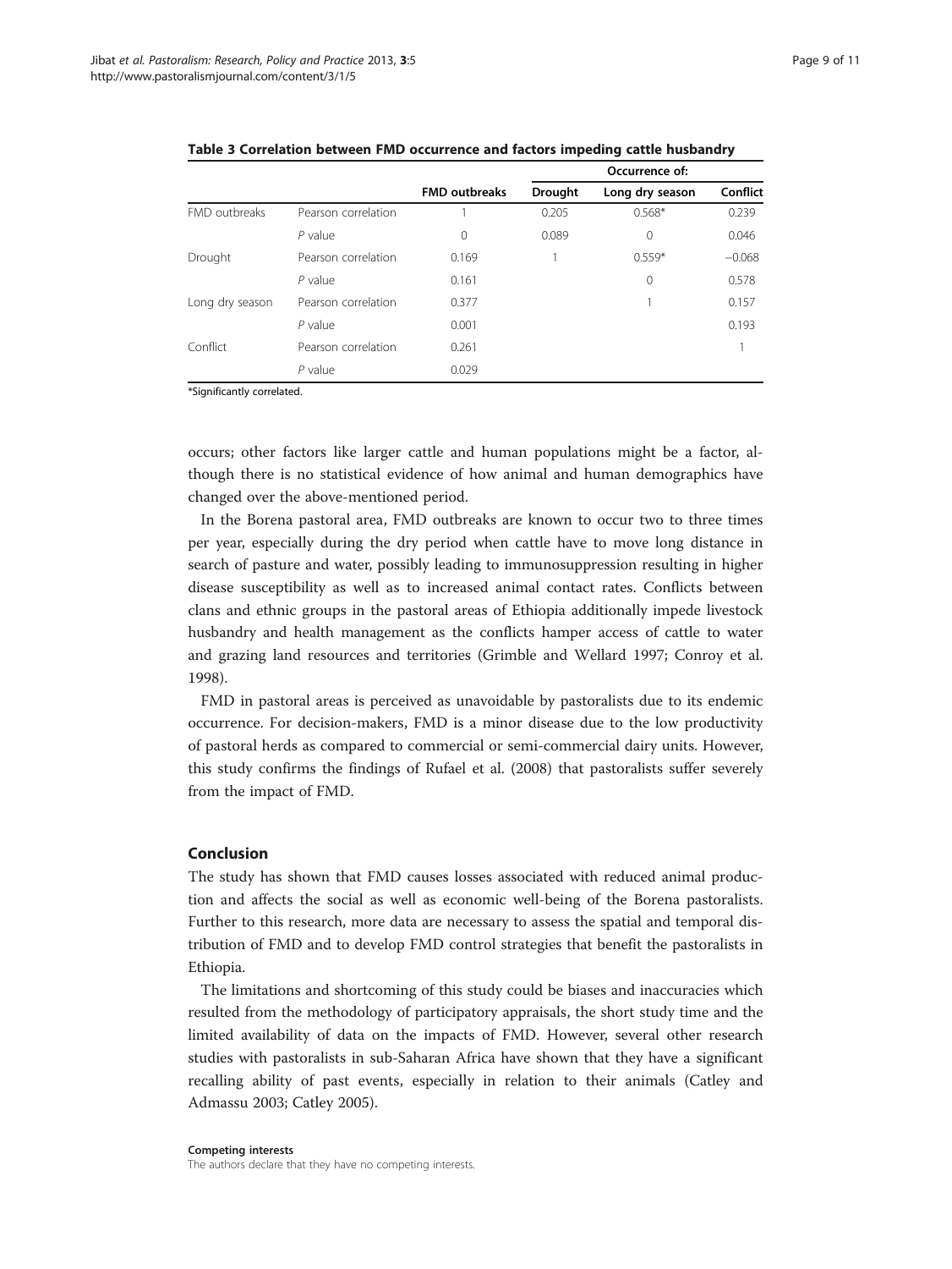**Table 3 Correlation between FMD occurrence and factors impeding cattle husbandry**

| | | FMD outbreaks | Occurrence of: | | |
|---|---|---|---|---|---|
| | | | Drought | Long dry season | Conflict |
| FMD outbreaks | Pearson correlation | 1 | 0.205 | 0.568* | 0.239 |
| | *P* value | 0 | 0.089 | 0 | 0.046 |
| Drought | Pearson correlation | 0.169 | 1 | 0.559* | −0.068 |
| | *P* value | 0.161 | | 0 | 0.578 |
| Long dry season | Pearson correlation | 0.377 | | 1 | 0.157 |
| | *P* value | 0.001 | | | 0.193 |
| Conflict | Pearson correlation | 0.261 | | | 1 |
| | *P* value | 0.029 | | | |

*Significantly correlated.

occurs; other factors like larger cattle and human populations might be a factor, although there is no statistical evidence of how animal and human demographics have changed over the above-mentioned period.

In the Borena pastoral area, FMD outbreaks are known to occur two to three times per year, especially during the dry period when cattle have to move long distance in search of pasture and water, possibly leading to immunosuppression resulting in higher disease susceptibility as well as to increased animal contact rates. Conflicts between clans and ethnic groups in the pastoral areas of Ethiopia additionally impede livestock husbandry and health management as the conflicts hamper access of cattle to water and grazing land resources and territories (Grimble and Wellard 1997; Conroy et al. 1998).

FMD in pastoral areas is perceived as unavoidable by pastoralists due to its endemic occurrence. For decision-makers, FMD is a minor disease due to the low productivity of pastoral herds as compared to commercial or semi-commercial dairy units. However, this study confirms the findings of Rufael et al. (2008) that pastoralists suffer severely from the impact of FMD.

## Conclusion

The study has shown that FMD causes losses associated with reduced animal production and affects the social as well as economic well-being of the Borena pastoralists. Further to this research, more data are necessary to assess the spatial and temporal distribution of FMD and to develop FMD control strategies that benefit the pastoralists in Ethiopia.

The limitations and shortcoming of this study could be biases and inaccuracies which resulted from the methodology of participatory appraisals, the short study time and the limited availability of data on the impacts of FMD. However, several other research studies with pastoralists in sub-Saharan Africa have shown that they have a significant recalling ability of past events, especially in relation to their animals (Catley and Admassu 2003; Catley 2005).

#### Competing interests

The authors declare that they have no competing interests.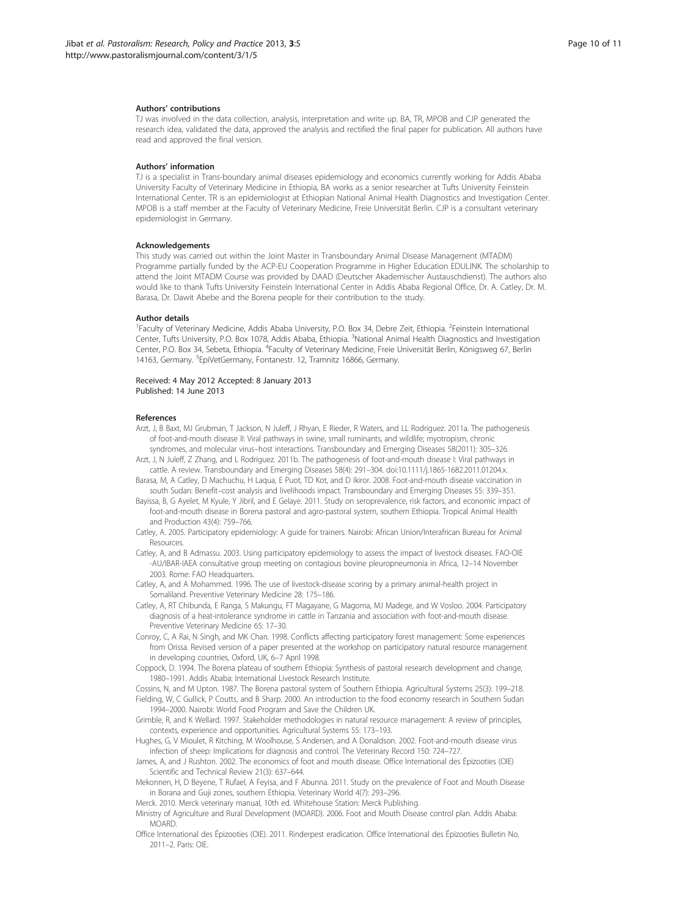#### Authors' contributions

TJ was involved in the data collection, analysis, interpretation and write up. BA, TR, MPOB and CJP generated the research idea, validated the data, approved the analysis and rectified the final paper for publication. All authors have read and approved the final version.

#### Authors' information

TJ is a specialist in Trans-boundary animal diseases epidemiology and economics currently working for Addis Ababa University Faculty of Veterinary Medicine in Ethiopia, BA works as a senior researcher at Tufts University Feinstein International Center. TR is an epidemiologist at Ethiopian National Animal Health Diagnostics and Investigation Center. MPOB is a staff member at the Faculty of Veterinary Medicine, Freie Universität Berlin. CJP is a consultant veterinary epidemiologist in Germany.

#### Acknowledgements

This study was carried out within the Joint Master in Transboundary Animal Disease Management (MTADM) Programme partially funded by the ACP-EU Cooperation Programme in Higher Education EDULINK. The scholarship to attend the Joint MTADM Course was provided by DAAD (Deutscher Akademischer Austauschdienst). The authors also would like to thank Tufts University Feinstein International Center in Addis Ababa Regional Office, Dr. A. Catley, Dr. M. Barasa, Dr. Dawit Abebe and the Borena people for their contribution to the study.

#### Author details

[1]Faculty of Veterinary Medicine, Addis Ababa University, P.O. Box 34, Debre Zeit, Ethiopia. [2]Feinstein International Center, Tufts University, P.O. Box 1078, Addis Ababa, Ethiopia. [3]National Animal Health Diagnostics and Investigation Center, P.O. Box 34, Sebeta, Ethiopia. [4]Faculty of Veterinary Medicine, Freie Universität Berlin, Königsweg 67, Berlin 14163, Germany. [5]EpiVetGermany, Fontanestr. 12, Tramnitz 16866, Germany.

Received: 4 May 2012 Accepted: 8 January 2013
Published: 14 June 2013

#### References

Arzt, J, B Baxt, MJ Grubman, T Jackson, N Juleff, J Rhyan, E Rieder, R Waters, and LL Rodriguez. 2011a. The pathogenesis of foot-and-mouth disease II: Viral pathways in swine, small ruminants, and wildlife; myotropism, chronic syndromes, and molecular virus–host interactions. Transboundary and Emerging Diseases 58(2011): 305–326.

Arzt, J, N Juleff, Z Zhang, and L Rodriguez. 2011b. The pathogenesis of foot-and-mouth disease I: Viral pathways in cattle. A review. Transboundary and Emerging Diseases 58(4): 291–304. doi:10.1111/j.1865-1682.2011.01204.x.

Barasa, M, A Catley, D Machuchu, H Laqua, E Puot, TD Kot, and D Ikiror. 2008. Foot-and-mouth disease vaccination in south Sudan: Benefit–cost analysis and livelihoods impact. Transboundary and Emerging Diseases 55: 339–351.

Bayissa, B, G Ayelet, M Kyule, Y Jibril, and E Gelaye. 2011. Study on seroprevalence, risk factors, and economic impact of foot-and-mouth disease in Borena pastoral and agro-pastoral system, southern Ethiopia. Tropical Animal Health and Production 43(4): 759–766.

Catley, A. 2005. Participatory epidemiology: A guide for trainers. Nairobi: African Union/Interafrican Bureau for Animal Resources.

Catley, A, and B Admassu. 2003. Using participatory epidemiology to assess the impact of livestock diseases. FAO-OIE -AU/IBAR-IAEA consultative group meeting on contagious bovine pleuropneumonia in Africa, 12–14 November 2003. Rome: FAO Headquarters.

Catley, A, and A Mohammed. 1996. The use of livestock-disease scoring by a primary animal-health project in Somaliland. Preventive Veterinary Medicine 28: 175–186.

Catley, A, RT Chibunda, E Ranga, S Makungu, FT Magayane, G Magoma, MJ Madege, and W Vosloo. 2004. Participatory diagnosis of a heat-intolerance syndrome in cattle in Tanzania and association with foot-and-mouth disease. Preventive Veterinary Medicine 65: 17–30.

Conroy, C, A Rai, N Singh, and MK Chan. 1998. Conflicts affecting participatory forest management: Some experiences from Orissa. Revised version of a paper presented at the workshop on participatory natural resource management in developing countries, Oxford, UK, 6–7 April 1998.

Coppock, D. 1994. The Borena plateau of southern Ethiopia: Synthesis of pastoral research development and change, 1980–1991. Addis Ababa: International Livestock Research Institute.

Cossins, N, and M Upton. 1987. The Borena pastoral system of Southern Ethiopia. Agricultural Systems 25(3): 199–218.

Fielding, W, C Gullick, P Coutts, and B Sharp. 2000. An introduction to the food economy research in Southern Sudan 1994–2000. Nairobi: World Food Program and Save the Children UK.

Grimble, R, and K Wellard. 1997. Stakeholder methodologies in natural resource management: A review of principles, contexts, experience and opportunities. Agricultural Systems 55: 173–193.

Hughes, G, V Mioulet, R Kitching, M Woolhouse, S Andersen, and A Donaldson. 2002. Foot-and-mouth disease virus infection of sheep: Implications for diagnosis and control. The Veterinary Record 150: 724–727.

James, A, and J Rushton. 2002. The economics of foot and mouth disease. Office International des Épizooties (OIE) Scientific and Technical Review 21(3): 637–644.

Mekonnen, H, D Beyene, T Rufael, A Feyisa, and F Abunna. 2011. Study on the prevalence of Foot and Mouth Disease in Borana and Guji zones, southern Ethiopia. Veterinary World 4(7): 293–296.

Merck. 2010. Merck veterinary manual, 10th ed. Whitehouse Station: Merck Publishing.

Ministry of Agriculture and Rural Development (MOARD). 2006. Foot and Mouth Disease control plan. Addis Ababa: MOARD.

Office International des Épizooties (OIE). 2011. Rinderpest eradication. Office International des Épizooties Bulletin No. 2011–2. Paris: OIE.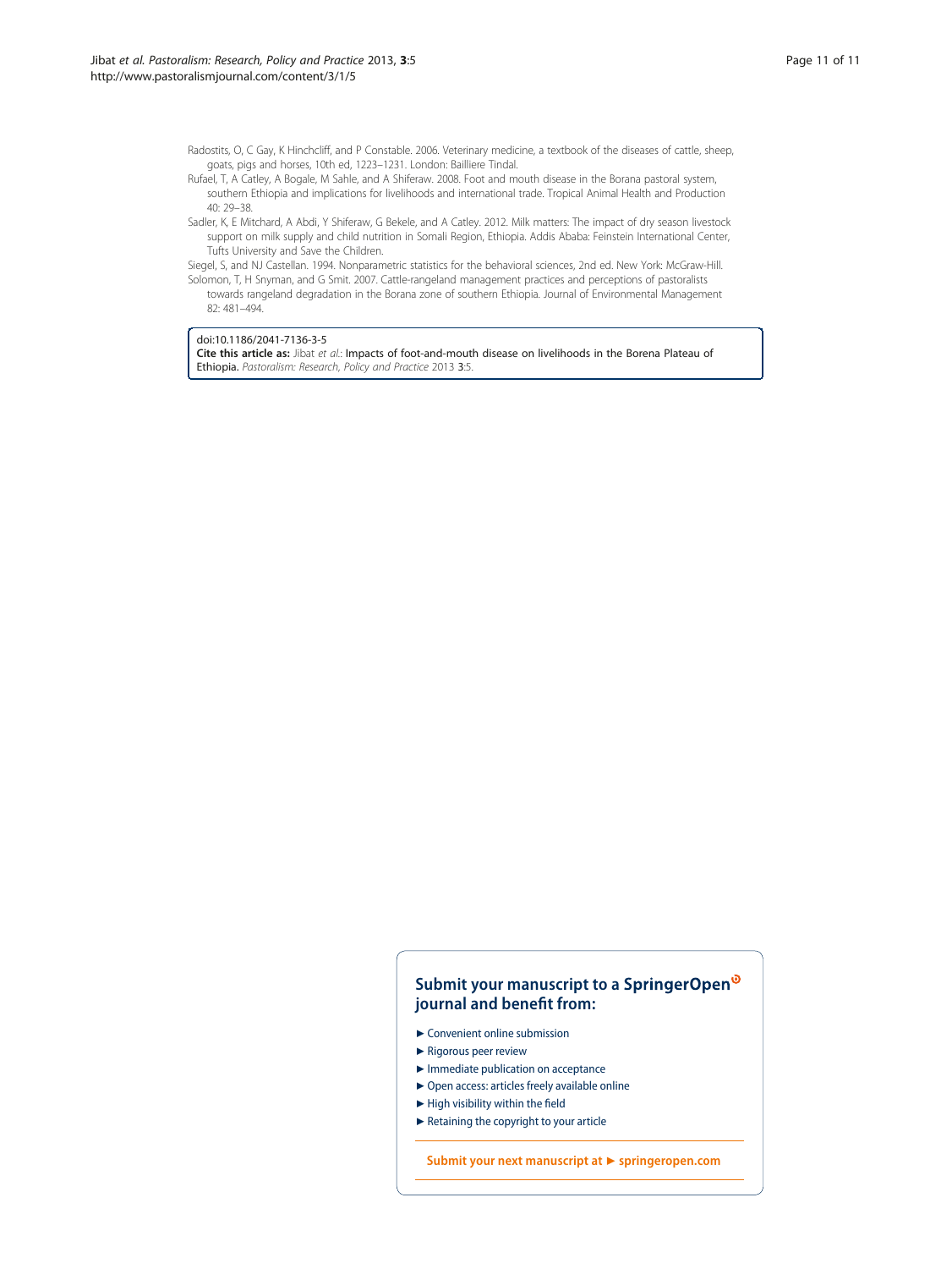Radostits, O, C Gay, K Hinchcliff, and P Constable. 2006. Veterinary medicine, a textbook of the diseases of cattle, sheep, goats, pigs and horses, 10th ed, 1223–1231. London: Bailliere Tindal.

Rufael, T, A Catley, A Bogale, M Sahle, and A Shiferaw. 2008. Foot and mouth disease in the Borana pastoral system, southern Ethiopia and implications for livelihoods and international trade. Tropical Animal Health and Production 40: 29–38.

Sadler, K, E Mitchard, A Abdi, Y Shiferaw, G Bekele, and A Catley. 2012. Milk matters: The impact of dry season livestock support on milk supply and child nutrition in Somali Region, Ethiopia. Addis Ababa: Feinstein International Center, Tufts University and Save the Children.

Siegel, S, and NJ Castellan. 1994. Nonparametric statistics for the behavioral sciences, 2nd ed. New York: McGraw-Hill.

Solomon, T, H Snyman, and G Smit. 2007. Cattle-rangeland management practices and perceptions of pastoralists towards rangeland degradation in the Borana zone of southern Ethiopia. Journal of Environmental Management 82: 481–494.

doi:10.1186/2041-7136-3-5

**Cite this article as:** Jibat *et al.*: **Impacts of foot-and-mouth disease on livelihoods in the Borena Plateau of Ethiopia.** *Pastoralism: Research, Policy and Practice* 2013 **3**:5.

**Submit your manuscript to a SpringerOpen journal and benefit from:**

- ► Convenient online submission
- ► Rigorous peer review
- ► Immediate publication on acceptance
- ► Open access: articles freely available online
- ► High visibility within the field
- ► Retaining the copyright to your article

**Submit your next manuscript at ► springeropen.com**